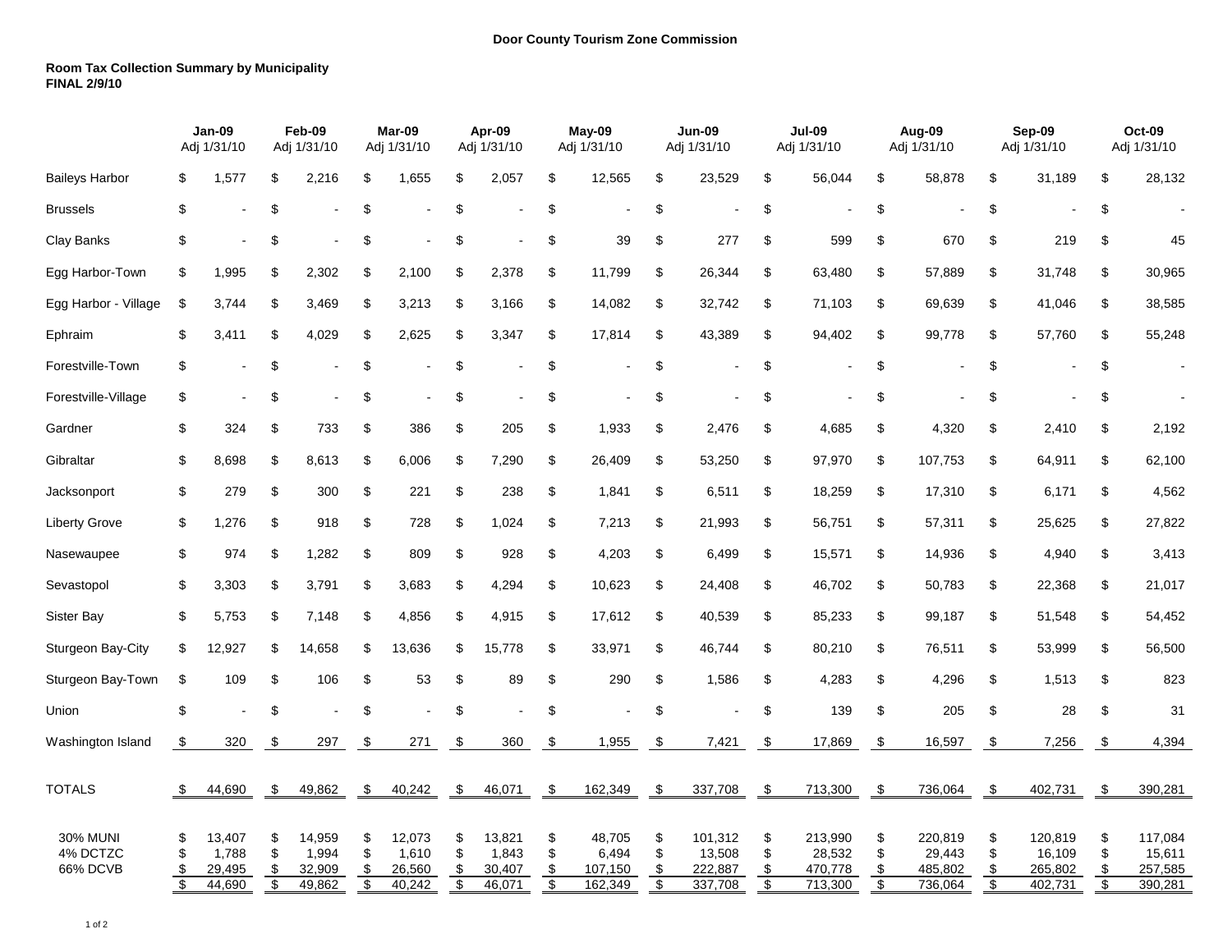**Door County Tourism Zone Commission**

**Room Tax Collection Summary by Municipality**
**FINAL 2/9/10**

| | Jan-09 Adj 1/31/10 | Feb-09 Adj 1/31/10 | Mar-09 Adj 1/31/10 | Apr-09 Adj 1/31/10 | May-09 Adj 1/31/10 | Jun-09 Adj 1/31/10 | Jul-09 Adj 1/31/10 | Aug-09 Adj 1/31/10 | Sep-09 Adj 1/31/10 | Oct-09 Adj 1/31/10 |
|---|---|---|---|---|---|---|---|---|---|---|
| Baileys Harbor | $ 1,577 | $ 2,216 | $ 1,655 | $ 2,057 | $ 12,565 | $ 23,529 | $ 56,044 | $ 58,878 | $ 31,189 | $ 28,132 |
| Brussels | $ - | $ - | $ - | $ - | $ - | $ - | $ - | $ - | $ - | $ - |
| Clay Banks | $ - | $ - | $ - | $ - | $ 39 | $ 277 | $ 599 | $ 670 | $ 219 | $ 45 |
| Egg Harbor-Town | $ 1,995 | $ 2,302 | $ 2,100 | $ 2,378 | $ 11,799 | $ 26,344 | $ 63,480 | $ 57,889 | $ 31,748 | $ 30,965 |
| Egg Harbor - Village | $ 3,744 | $ 3,469 | $ 3,213 | $ 3,166 | $ 14,082 | $ 32,742 | $ 71,103 | $ 69,639 | $ 41,046 | $ 38,585 |
| Ephraim | $ 3,411 | $ 4,029 | $ 2,625 | $ 3,347 | $ 17,814 | $ 43,389 | $ 94,402 | $ 99,778 | $ 57,760 | $ 55,248 |
| Forestville-Town | $ - | $ - | $ - | $ - | $ - | $ - | $ - | $ - | $ - | $ - |
| Forestville-Village | $ - | $ - | $ - | $ - | $ - | $ - | $ - | $ - | $ - | $ - |
| Gardner | $ 324 | $ 733 | $ 386 | $ 205 | $ 1,933 | $ 2,476 | $ 4,685 | $ 4,320 | $ 2,410 | $ 2,192 |
| Gibraltar | $ 8,698 | $ 8,613 | $ 6,006 | $ 7,290 | $ 26,409 | $ 53,250 | $ 97,970 | $ 107,753 | $ 64,911 | $ 62,100 |
| Jacksonport | $ 279 | $ 300 | $ 221 | $ 238 | $ 1,841 | $ 6,511 | $ 18,259 | $ 17,310 | $ 6,171 | $ 4,562 |
| Liberty Grove | $ 1,276 | $ 918 | $ 728 | $ 1,024 | $ 7,213 | $ 21,993 | $ 56,751 | $ 57,311 | $ 25,625 | $ 27,822 |
| Nasewaupee | $ 974 | $ 1,282 | $ 809 | $ 928 | $ 4,203 | $ 6,499 | $ 15,571 | $ 14,936 | $ 4,940 | $ 3,413 |
| Sevastopol | $ 3,303 | $ 3,791 | $ 3,683 | $ 4,294 | $ 10,623 | $ 24,408 | $ 46,702 | $ 50,783 | $ 22,368 | $ 21,017 |
| Sister Bay | $ 5,753 | $ 7,148 | $ 4,856 | $ 4,915 | $ 17,612 | $ 40,539 | $ 85,233 | $ 99,187 | $ 51,548 | $ 54,452 |
| Sturgeon Bay-City | $ 12,927 | $ 14,658 | $ 13,636 | $ 15,778 | $ 33,971 | $ 46,744 | $ 80,210 | $ 76,511 | $ 53,999 | $ 56,500 |
| Sturgeon Bay-Town | $ 109 | $ 106 | $ 53 | $ 89 | $ 290 | $ 1,586 | $ 4,283 | $ 4,296 | $ 1,513 | $ 823 |
| Union | $ - | $ - | $ - | $ - | $ - | $ - | $ 139 | $ 205 | $ 28 | $ 31 |
| Washington Island | $ 320 | $ 297 | $ 271 | $ 360 | $ 1,955 | $ 7,421 | $ 17,869 | $ 16,597 | $ 7,256 | $ 4,394 |
| TOTALS | $ 44,690 | $ 49,862 | $ 40,242 | $ 46,071 | $ 162,349 | $ 337,708 | $ 713,300 | $ 736,064 | $ 402,731 | $ 390,281 |
| 30% MUNI | $ 13,407 | $ 14,959 | $ 12,073 | $ 13,821 | $ 48,705 | $ 101,312 | $ 213,990 | $ 220,819 | $ 120,819 | $ 117,084 |
| 4% DCTZC | $ 1,788 | $ 1,994 | $ 1,610 | $ 1,843 | $ 6,494 | $ 13,508 | $ 28,532 | $ 29,443 | $ 16,109 | $ 15,611 |
| 66% DCVB | $ 29,495 | $ 32,909 | $ 26,560 | $ 30,407 | $ 107,150 | $ 222,887 | $ 470,778 | $ 485,802 | $ 265,802 | $ 257,585 |
| | $ 44,690 | $ 49,862 | $ 40,242 | $ 46,071 | $ 162,349 | $ 337,708 | $ 713,300 | $ 736,064 | $ 402,731 | $ 390,281 |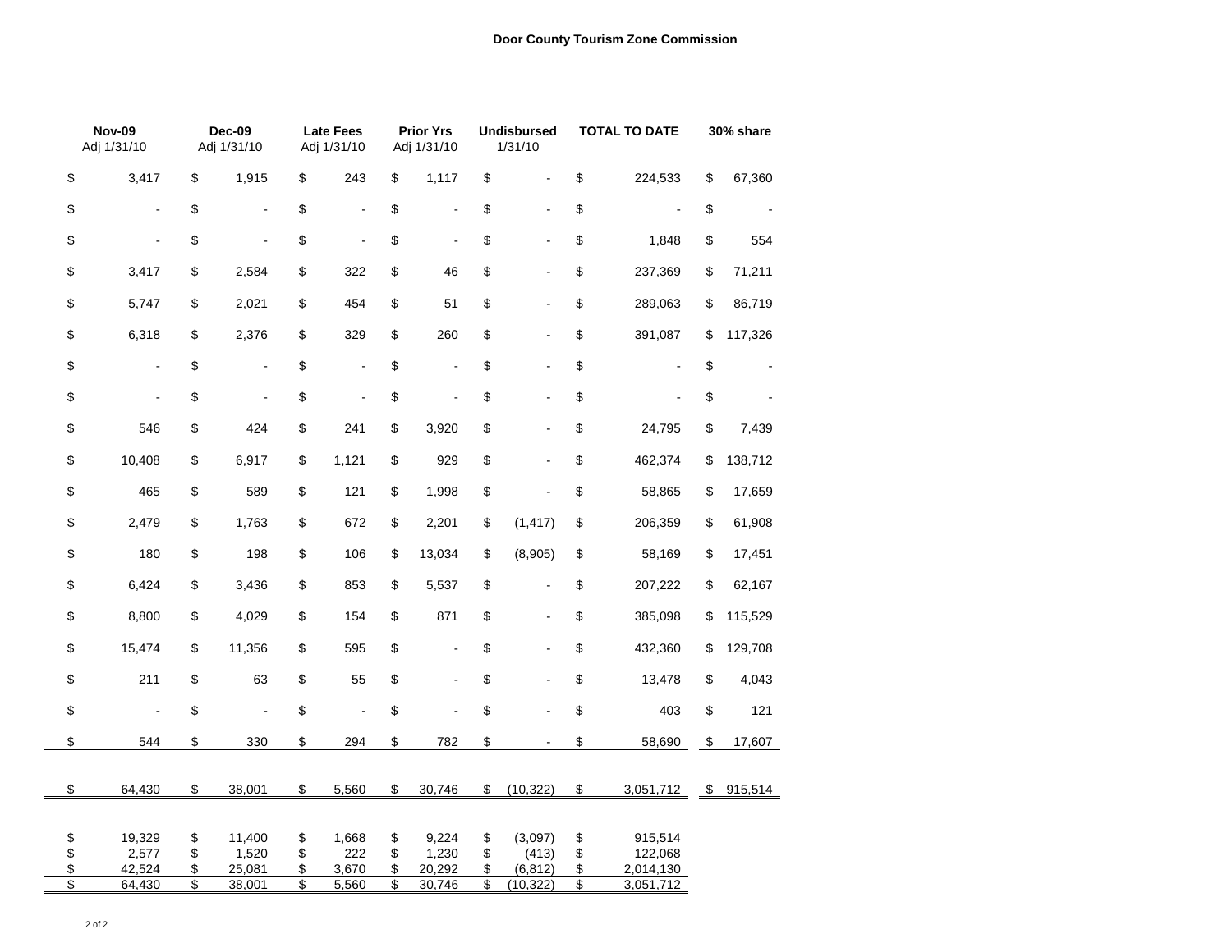**Door County Tourism Zone Commission**

| Nov-09 Adj 1/31/10 | Dec-09 Adj 1/31/10 | Late Fees Adj 1/31/10 | Prior Yrs Adj 1/31/10 | Undisbursed 1/31/10 | TOTAL TO DATE | 30% share |
|---|---|---|---|---|---|---|
| $ 3,417 | $ 1,915 | $ 243 | $ 1,117 | $ - | $ 224,533 | $ 67,360 |
| $ - | $ - | $ - | $ - | $ - | $ - | $ - |
| $ - | $ - | $ - | $ - | $ - | $ 1,848 | $ 554 |
| $ 3,417 | $ 2,584 | $ 322 | $ 46 | $ - | $ 237,369 | $ 71,211 |
| $ 5,747 | $ 2,021 | $ 454 | $ 51 | $ - | $ 289,063 | $ 86,719 |
| $ 6,318 | $ 2,376 | $ 329 | $ 260 | $ - | $ 391,087 | $ 117,326 |
| $ - | $ - | $ - | $ - | $ - | $ - | $ - |
| $ - | $ - | $ - | $ - | $ - | $ - | $ - |
| $ 546 | $ 424 | $ 241 | $ 3,920 | $ - | $ 24,795 | $ 7,439 |
| $ 10,408 | $ 6,917 | $ 1,121 | $ 929 | $ - | $ 462,374 | $ 138,712 |
| $ 465 | $ 589 | $ 121 | $ 1,998 | $ - | $ 58,865 | $ 17,659 |
| $ 2,479 | $ 1,763 | $ 672 | $ 2,201 | $ (1,417) | $ 206,359 | $ 61,908 |
| $ 180 | $ 198 | $ 106 | $ 13,034 | $ (8,905) | $ 58,169 | $ 17,451 |
| $ 6,424 | $ 3,436 | $ 853 | $ 5,537 | $ - | $ 207,222 | $ 62,167 |
| $ 8,800 | $ 4,029 | $ 154 | $ 871 | $ - | $ 385,098 | $ 115,529 |
| $ 15,474 | $ 11,356 | $ 595 | $ - | $ - | $ 432,360 | $ 129,708 |
| $ 211 | $ 63 | $ 55 | $ - | $ - | $ 13,478 | $ 4,043 |
| $ - | $ - | $ - | $ - | $ - | $ 403 | $ 121 |
| $ 544 | $ 330 | $ 294 | $ 782 | $ - | $ 58,690 | $ 17,607 |
| $ 64,430 | $ 38,001 | $ 5,560 | $ 30,746 | $ (10,322) | $ 3,051,712 | $ 915,514 |
| $ 19,329 | $ 11,400 | $ 1,668 | $ 9,224 | $ (3,097) | $ 915,514 | |
| $ 2,577 | $ 1,520 | $ 222 | $ 1,230 | $ (413) | $ 122,068 | |
| $ 42,524 | $ 25,081 | $ 3,670 | $ 20,292 | $ (6,812) | $ 2,014,130 | |
| $ 64,430 | $ 38,001 | $ 5,560 | $ 30,746 | $ (10,322) | $ 3,051,712 | |